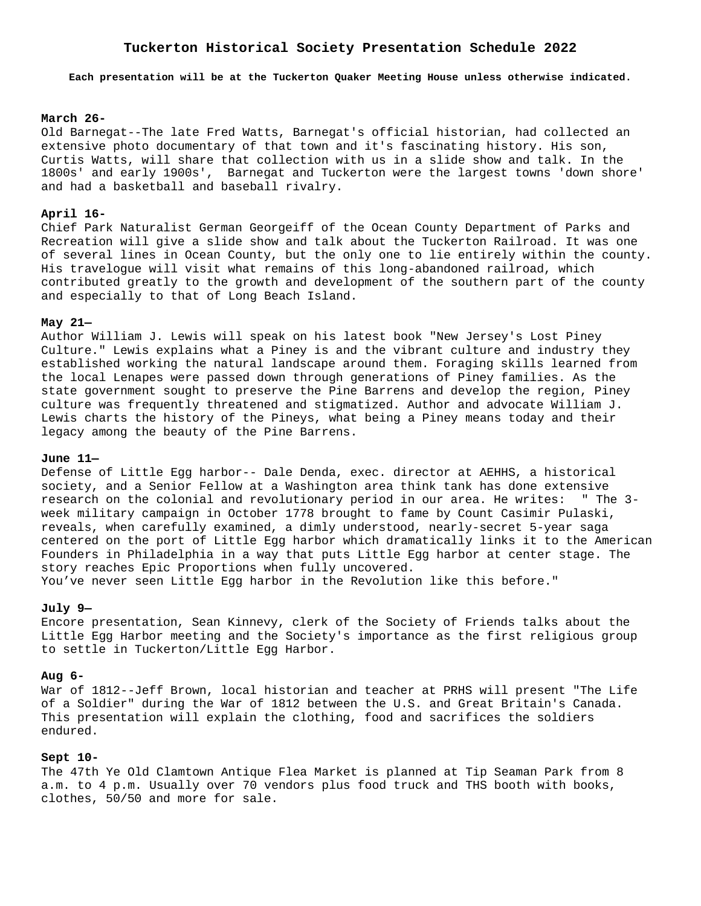# Tuckerton Historical Society Presentation Schedule 2022

**Each presentation will be at the Tuckerton Quaker Meeting House unless otherwise indicated.**

**March 26-**

Old Barnegat--The late Fred Watts, Barnegat's official historian, had collected an extensive photo documentary of that town and it's fascinating history. His son, Curtis Watts, will share that collection with us in a slide show and talk. In the 1800s' and early 1900s', Barnegat and Tuckerton were the largest towns 'down shore' and had a basketball and baseball rivalry.

**April 16-**

Chief Park Naturalist German Georgeiff of the Ocean County Department of Parks and Recreation will give a slide show and talk about the Tuckerton Railroad. It was one of several lines in Ocean County, but the only one to lie entirely within the county. His travelogue will visit what remains of this long-abandoned railroad, which contributed greatly to the growth and development of the southern part of the county and especially to that of Long Beach Island.

**May 21—**

Author William J. Lewis will speak on his latest book "New Jersey's Lost Piney Culture." Lewis explains what a Piney is and the vibrant culture and industry they established working the natural landscape around them. Foraging skills learned from the local Lenapes were passed down through generations of Piney families. As the state government sought to preserve the Pine Barrens and develop the region, Piney culture was frequently threatened and stigmatized. Author and advocate William J. Lewis charts the history of the Pineys, what being a Piney means today and their legacy among the beauty of the Pine Barrens.

**June 11—**

Defense of Little Egg harbor-- Dale Denda, exec. director at AEHHS, a historical society, and a Senior Fellow at a Washington area think tank has done extensive research on the colonial and revolutionary period in our area. He writes: " The 3-week military campaign in October 1778 brought to fame by Count Casimir Pulaski, reveals, when carefully examined, a dimly understood, nearly-secret 5-year saga centered on the port of Little Egg harbor which dramatically links it to the American Founders in Philadelphia in a way that puts Little Egg harbor at center stage. The story reaches Epic Proportions when fully uncovered.
You've never seen Little Egg harbor in the Revolution like this before."

**July 9—**

Encore presentation, Sean Kinnevy, clerk of the Society of Friends talks about the Little Egg Harbor meeting and the Society's importance as the first religious group to settle in Tuckerton/Little Egg Harbor.

**Aug 6-**

War of 1812--Jeff Brown, local historian and teacher at PRHS will present "The Life of a Soldier" during the War of 1812 between the U.S. and Great Britain's Canada. This presentation will explain the clothing, food and sacrifices the soldiers endured.

**Sept 10-**

The 47th Ye Old Clamtown Antique Flea Market is planned at Tip Seaman Park from 8 a.m. to 4 p.m. Usually over 70 vendors plus food truck and THS booth with books, clothes, 50/50 and more for sale.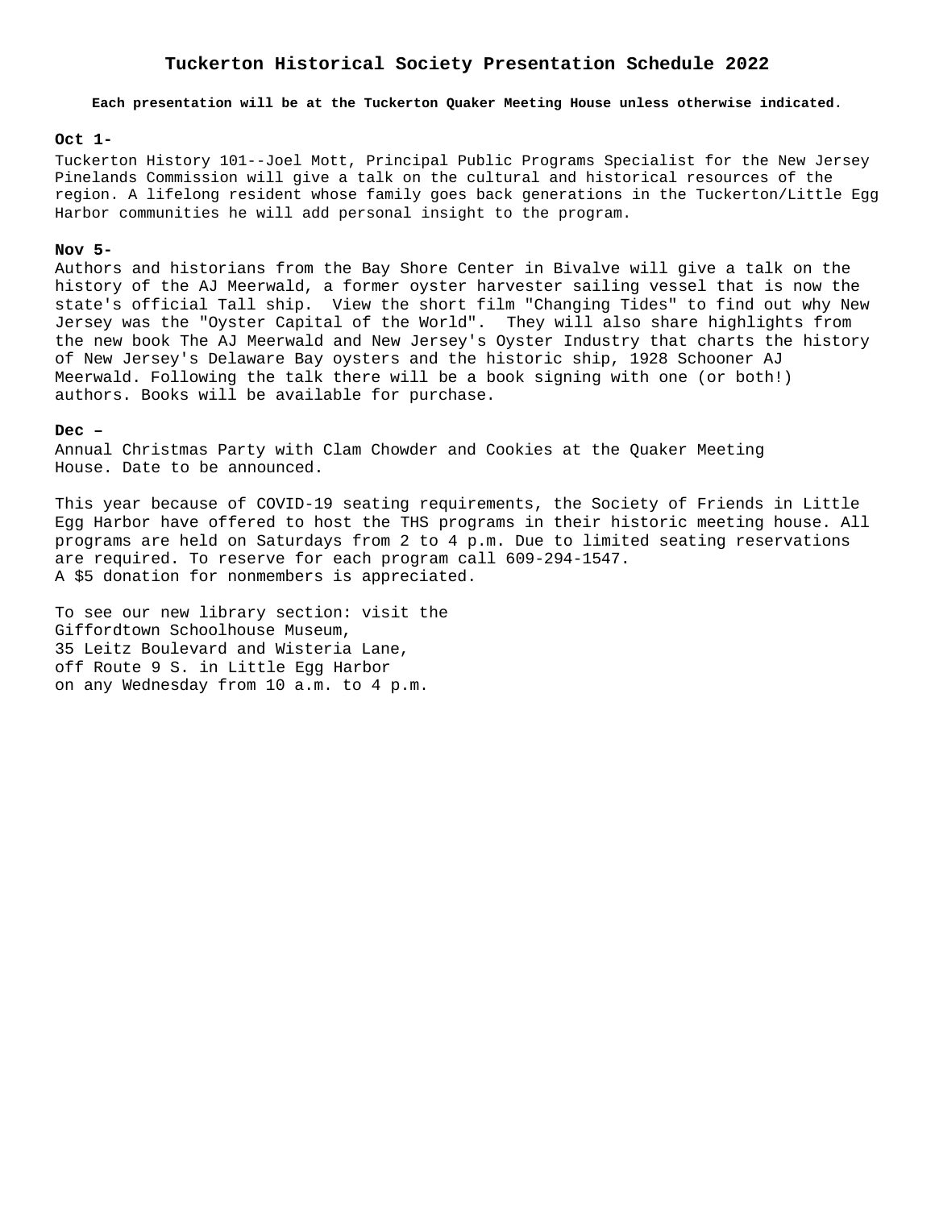# Tuckerton Historical Society Presentation Schedule 2022

**Each presentation will be at the Tuckerton Quaker Meeting House unless otherwise indicated.**

**Oct 1-**

Tuckerton History 101--Joel Mott, Principal Public Programs Specialist for the New Jersey Pinelands Commission will give a talk on the cultural and historical resources of the region. A lifelong resident whose family goes back generations in the Tuckerton/Little Egg Harbor communities he will add personal insight to the program.

**Nov 5-**

Authors and historians from the Bay Shore Center in Bivalve will give a talk on the history of the AJ Meerwald, a former oyster harvester sailing vessel that is now the state's official Tall ship. View the short film "Changing Tides" to find out why New Jersey was the "Oyster Capital of the World". They will also share highlights from the new book The AJ Meerwald and New Jersey's Oyster Industry that charts the history of New Jersey's Delaware Bay oysters and the historic ship, 1928 Schooner AJ Meerwald. Following the talk there will be a book signing with one (or both!) authors. Books will be available for purchase.

**Dec –**

Annual Christmas Party with Clam Chowder and Cookies at the Quaker Meeting House. Date to be announced.

This year because of COVID-19 seating requirements, the Society of Friends in Little Egg Harbor have offered to host the THS programs in their historic meeting house. All programs are held on Saturdays from 2 to 4 p.m. Due to limited seating reservations are required. To reserve for each program call 609-294-1547.
A $5 donation for nonmembers is appreciated.

To see our new library section: visit the
Giffordtown Schoolhouse Museum,
35 Leitz Boulevard and Wisteria Lane,
off Route 9 S. in Little Egg Harbor
on any Wednesday from 10 a.m. to 4 p.m.